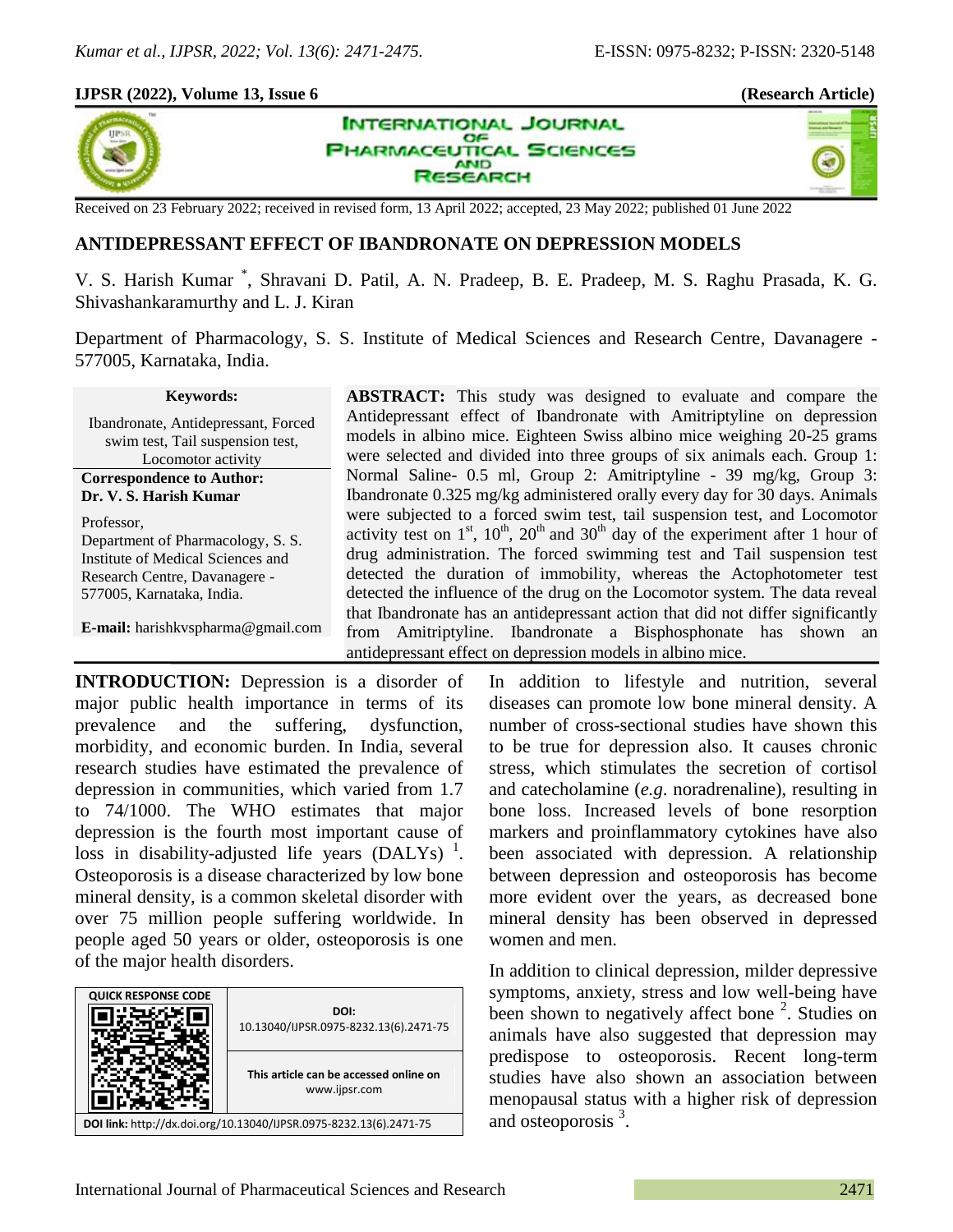Received on 23 February 2022; received in revised form, 13 April 2022; accepted, 23 May 2022; published 01 June 2022

# ANTIDEPRESSANT EFFECT OF IBANDRONATE ON DEPRESSION MODELS

V. S. Harish Kumar [*], Shravani D. Patil, A. N. Pradeep, B. E. Pradeep, M. S. Raghu Prasada, K. G. Shivashankaramurthy and L. J. Kiran

Department of Pharmacology, S. S. Institute of Medical Sciences and Research Centre, Davanagere - 577005, Karnataka, India.

**Keywords:**

Ibandronate, Antidepressant, Forced swim test, Tail suspension test, Locomotor activity

**Correspondence to Author:**
**Dr. V. S. Harish Kumar**

Professor,
Department of Pharmacology, S. S. Institute of Medical Sciences and Research Centre, Davanagere - 577005, Karnataka, India.

**E-mail:** harishkvspharma@gmail.com

**ABSTRACT:** This study was designed to evaluate and compare the Antidepressant effect of Ibandronate with Amitriptyline on depression models in albino mice. Eighteen Swiss albino mice weighing 20-25 grams were selected and divided into three groups of six animals each. Group 1: Normal Saline- 0.5 ml, Group 2: Amitriptyline - 39 mg/kg, Group 3: Ibandronate 0.325 mg/kg administered orally every day for 30 days. Animals were subjected to a forced swim test, tail suspension test, and Locomotor activity test on 1st, 10th, 20th and 30th day of the experiment after 1 hour of drug administration. The forced swimming test and Tail suspension test detected the duration of immobility, whereas the Actophotometer test detected the influence of the drug on the Locomotor system. The data reveal that Ibandronate has an antidepressant action that did not differ significantly from Amitriptyline. Ibandronate a Bisphosphonate has shown an antidepressant effect on depression models in albino mice.

| QUICK RESPONSE CODE | DOI: 10.13040/IJPSR.0975-8232.13(6).2471-75 |
| --- | --- |
| | This article can be accessed online on www.ijpsr.com |

**DOI link:** http://dx.doi.org/10.13040/IJPSR.0975-8232.13(6).2471-75

**INTRODUCTION:** Depression is a disorder of major public health importance in terms of its prevalence and the suffering, dysfunction, morbidity, and economic burden. In India, several research studies have estimated the prevalence of depression in communities, which varied from 1.7 to 74/1000. The WHO estimates that major depression is the fourth most important cause of loss in disability-adjusted life years (DALYs) [1]. Osteoporosis is a disease characterized by low bone mineral density, is a common skeletal disorder with over 75 million people suffering worldwide. In people aged 50 years or older, osteoporosis is one of the major health disorders.

In addition to lifestyle and nutrition, several diseases can promote low bone mineral density. A number of cross-sectional studies have shown this to be true for depression also. It causes chronic stress, which stimulates the secretion of cortisol and catecholamine (*e.g.* noradrenaline), resulting in bone loss. Increased levels of bone resorption markers and proinflammatory cytokines have also been associated with depression. A relationship between depression and osteoporosis has become more evident over the years, as decreased bone mineral density has been observed in depressed women and men.

In addition to clinical depression, milder depressive symptoms, anxiety, stress and low well-being have been shown to negatively affect bone [2]. Studies on animals have also suggested that depression may predispose to osteoporosis. Recent long-term studies have also shown an association between menopausal status with a higher risk of depression and osteoporosis [3].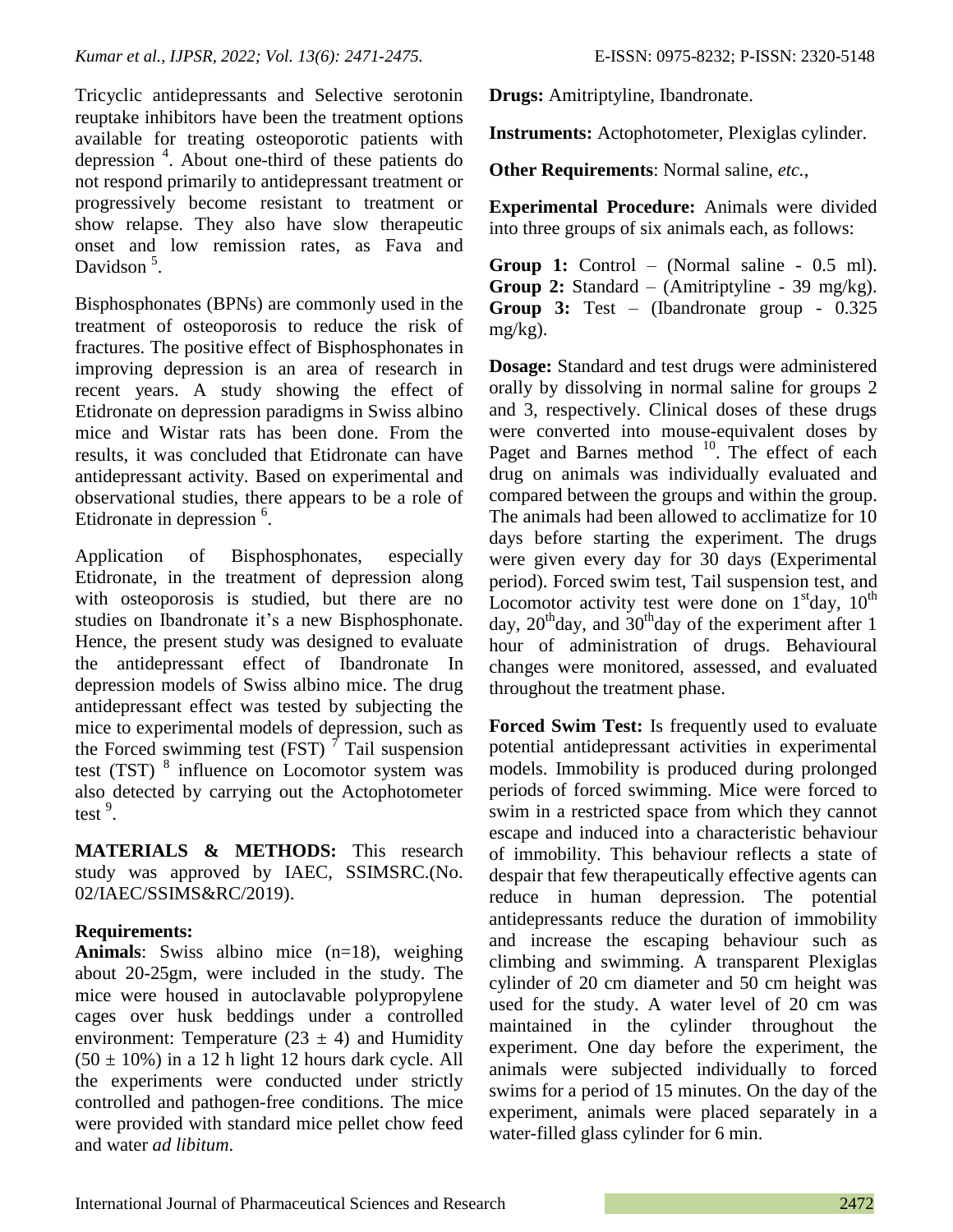Tricyclic antidepressants and Selective serotonin reuptake inhibitors have been the treatment options available for treating osteoporotic patients with depression [4]. About one-third of these patients do not respond primarily to antidepressant treatment or progressively become resistant to treatment or show relapse. They also have slow therapeutic onset and low remission rates, as Fava and Davidson [5].

Bisphosphonates (BPNs) are commonly used in the treatment of osteoporosis to reduce the risk of fractures. The positive effect of Bisphosphonates in improving depression is an area of research in recent years. A study showing the effect of Etidronate on depression paradigms in Swiss albino mice and Wistar rats has been done. From the results, it was concluded that Etidronate can have antidepressant activity. Based on experimental and observational studies, there appears to be a role of Etidronate in depression [6].

Application of Bisphosphonates, especially Etidronate, in the treatment of depression along with osteoporosis is studied, but there are no studies on Ibandronate it's a new Bisphosphonate. Hence, the present study was designed to evaluate the antidepressant effect of Ibandronate In depression models of Swiss albino mice. The drug antidepressant effect was tested by subjecting the mice to experimental models of depression, such as the Forced swimming test (FST) [7] Tail suspension test (TST) [8] influence on Locomotor system was also detected by carrying out the Actophotometer test [9].

**MATERIALS & METHODS:** This research study was approved by IAEC, SSIMSRC.(No. 02/IAEC/SSIMS&RC/2019).

**Requirements:**

**Animals**: Swiss albino mice (n=18), weighing about 20-25gm, were included in the study. The mice were housed in autoclavable polypropylene cages over husk beddings under a controlled environment: Temperature ($23 \pm 4$) and Humidity ($50 \pm 10\%$) in a 12 h light 12 hours dark cycle. All the experiments were conducted under strictly controlled and pathogen-free conditions. The mice were provided with standard mice pellet chow feed and water *ad libitum*.

**Drugs:** Amitriptyline, Ibandronate.

**Instruments:** Actophotometer, Plexiglas cylinder.

**Other Requirements**: Normal saline, *etc.*,

**Experimental Procedure:** Animals were divided into three groups of six animals each, as follows:

**Group 1:** Control – (Normal saline - 0.5 ml).
**Group 2:** Standard – (Amitriptyline - 39 mg/kg).
**Group 3:** Test – (Ibandronate group - 0.325 mg/kg).

**Dosage:** Standard and test drugs were administered orally by dissolving in normal saline for groups 2 and 3, respectively. Clinical doses of these drugs were converted into mouse-equivalent doses by Paget and Barnes method [10]. The effect of each drug on animals was individually evaluated and compared between the groups and within the group. The animals had been allowed to acclimatize for 10 days before starting the experiment. The drugs were given every day for 30 days (Experimental period). Forced swim test, Tail suspension test, and Locomotor activity test were done on 1st day, 10th day, 20th day, and 30th day of the experiment after 1 hour of administration of drugs. Behavioural changes were monitored, assessed, and evaluated throughout the treatment phase.

**Forced Swim Test:** Is frequently used to evaluate potential antidepressant activities in experimental models. Immobility is produced during prolonged periods of forced swimming. Mice were forced to swim in a restricted space from which they cannot escape and induced into a characteristic behaviour of immobility. This behaviour reflects a state of despair that few therapeutically effective agents can reduce in human depression. The potential antidepressants reduce the duration of immobility and increase the escaping behaviour such as climbing and swimming. A transparent Plexiglas cylinder of 20 cm diameter and 50 cm height was used for the study. A water level of 20 cm was maintained in the cylinder throughout the experiment. One day before the experiment, the animals were subjected individually to forced swims for a period of 15 minutes. On the day of the experiment, animals were placed separately in a water-filled glass cylinder for 6 min.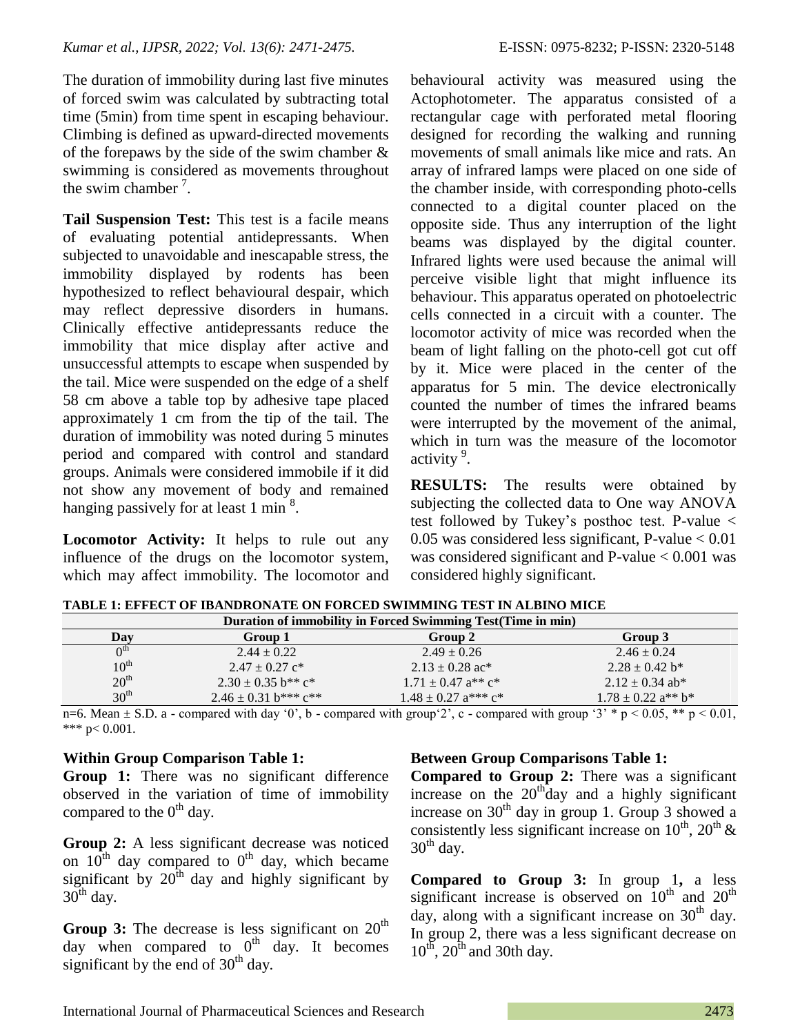The duration of immobility during last five minutes of forced swim was calculated by subtracting total time (5min) from time spent in escaping behaviour. Climbing is defined as upward-directed movements of the forepaws by the side of the swim chamber & swimming is considered as movements throughout the swim chamber [7].

**Tail Suspension Test:** This test is a facile means of evaluating potential antidepressants. When subjected to unavoidable and inescapable stress, the immobility displayed by rodents has been hypothesized to reflect behavioural despair, which may reflect depressive disorders in humans. Clinically effective antidepressants reduce the immobility that mice display after active and unsuccessful attempts to escape when suspended by the tail. Mice were suspended on the edge of a shelf 58 cm above a table top by adhesive tape placed approximately 1 cm from the tip of the tail. The duration of immobility was noted during 5 minutes period and compared with control and standard groups. Animals were considered immobile if it did not show any movement of body and remained hanging passively for at least 1 min [8].

**Locomotor Activity:** It helps to rule out any influence of the drugs on the locomotor system, which may affect immobility. The locomotor and behavioural activity was measured using the Actophotometer. The apparatus consisted of a rectangular cage with perforated metal flooring designed for recording the walking and running movements of small animals like mice and rats. An array of infrared lamps were placed on one side of the chamber inside, with corresponding photo-cells connected to a digital counter placed on the opposite side. Thus any interruption of the light beams was displayed by the digital counter. Infrared lights were used because the animal will perceive visible light that might influence its behaviour. This apparatus operated on photoelectric cells connected in a circuit with a counter. The locomotor activity of mice was recorded when the beam of light falling on the photo-cell got cut off by it. Mice were placed in the center of the apparatus for 5 min. The device electronically counted the number of times the infrared beams were interrupted by the movement of the animal, which in turn was the measure of the locomotor activity [9].

**RESULTS:** The results were obtained by subjecting the collected data to One way ANOVA test followed by Tukey's posthoc test. P-value $< 0.05$ was considered less significant, P-value $< 0.01$ was considered significant and P-value $< 0.001$ was considered highly significant.

**TABLE 1: EFFECT OF IBANDRONATE ON FORCED SWIMMING TEST IN ALBINO MICE**

| Duration of immobility in Forced Swimming Test(Time in min) | | | |
|---|---|---|---|
| Day | Group 1 | Group 2 | Group 3 |
| 0th | 2.44 ± 0.22 | 2.49 ± 0.26 | 2.46 ± 0.24 |
| 10th | 2.47 ± 0.27 c* | 2.13 ± 0.28 ac* | 2.28 ± 0.42 b* |
| 20th | 2.30 ± 0.35 b** c* | 1.71 ± 0.47 a** c* | 2.12 ± 0.34 ab* |
| 30th | 2.46 ± 0.31 b*** c** | 1.48 ± 0.27 a*** c* | 1.78 ± 0.22 a** b* |

n=6. Mean ± S.D. a - compared with day '0', b - compared with group'2', c - compared with group '3' * $p < 0.05$, ** $p < 0.01$, *** $p < 0.001$.

**Within Group Comparison Table 1:**

**Group 1:** There was no significant difference observed in the variation of time of immobility compared to the 0th day.

**Group 2:** A less significant decrease was noticed on 10th day compared to 0th day, which became significant by 20th day and highly significant by 30th day.

**Group 3:** The decrease is less significant on 20th day when compared to 0th day. It becomes significant by the end of 30th day.

**Between Group Comparisons Table 1:**

**Compared to Group 2:** There was a significant increase on the 20th day and a highly significant increase on 30th day in group 1. Group 3 showed a consistently less significant increase on 10th, 20th & 30th day.

**Compared to Group 3:** In group 1**,** a less significant increase is observed on 10th and 20th day, along with a significant increase on 30th day. In group 2, there was a less significant decrease on 10th, 20th and 30th day.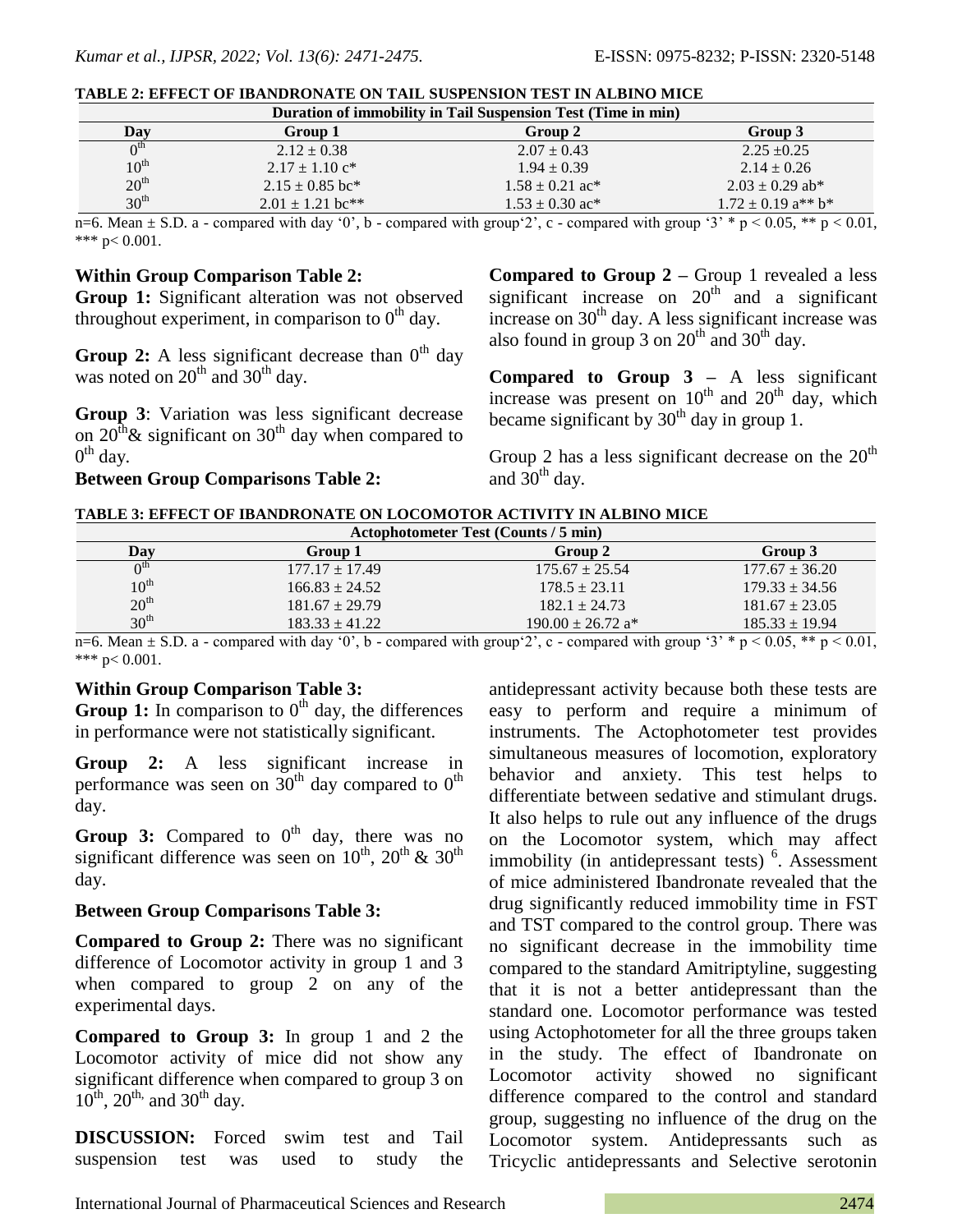**TABLE 2: EFFECT OF IBANDRONATE ON TAIL SUSPENSION TEST IN ALBINO MICE**

| Duration of immobility in Tail Suspension Test (Time in min) | | | |
|---|---|---|---|
| **Day** | **Group 1** | **Group 2** | **Group 3** |
| $0^{th}$ | 2.12 ± 0.38 | 2.07 ± 0.43 | 2.25 ±0.25 |
| $10^{th}$ | 2.17 ± 1.10 c* | 1.94 ± 0.39 | 2.14 ± 0.26 |
| $20^{th}$ | 2.15 ± 0.85 bc* | 1.58 ± 0.21 ac* | 2.03 ± 0.29 ab* |
| $30^{th}$ | 2.01 ± 1.21 bc** | 1.53 ± 0.30 ac* | 1.72 ± 0.19 a** b* |

n=6. Mean ± S.D. a - compared with day '0', b - compared with group'2', c - compared with group '3' * $p < 0.05$, ** $p < 0.01$, *** $p < 0.001$.

**Within Group Comparison Table 2:**

**Group 1:** Significant alteration was not observed throughout experiment, in comparison to $0^{th}$ day.

**Group 2:** A less significant decrease than $0^{th}$ day was noted on $20^{th}$ and $30^{th}$ day.

**Group 3**: Variation was less significant decrease on $20^{th}$& significant on $30^{th}$ day when compared to $0^{th}$ day.

**Between Group Comparisons Table 2:**

**Compared to Group 2 –** Group 1 revealed a less significant increase on $20^{th}$ and a significant increase on $30^{th}$ day. A less significant increase was also found in group 3 on $20^{th}$ and $30^{th}$ day.

**Compared to Group 3 –** A less significant increase was present on $10^{th}$ and $20^{th}$ day, which became significant by $30^{th}$ day in group 1.

Group 2 has a less significant decrease on the $20^{th}$ and $30^{th}$ day.

**TABLE 3: EFFECT OF IBANDRONATE ON LOCOMOTOR ACTIVITY IN ALBINO MICE**

| Actophotometer Test (Counts / 5 min) | | | |
|---|---|---|---|
| **Day** | **Group 1** | **Group 2** | **Group 3** |
| $0^{th}$ | 177.17 ± 17.49 | 175.67 ± 25.54 | 177.67 ± 36.20 |
| $10^{th}$ | 166.83 ± 24.52 | 178.5 ± 23.11 | 179.33 ± 34.56 |
| $20^{th}$ | 181.67 ± 29.79 | 182.1 ± 24.73 | 181.67 ± 23.05 |
| $30^{th}$ | 183.33 ± 41.22 | 190.00 ± 26.72 a* | 185.33 ± 19.94 |

n=6. Mean ± S.D. a - compared with day '0', b - compared with group'2', c - compared with group '3' * $p < 0.05$, ** $p < 0.01$, *** $p < 0.001$.

**Within Group Comparison Table 3:**

**Group 1:** In comparison to $0^{th}$ day, the differences in performance were not statistically significant.

**Group 2:** A less significant increase in performance was seen on $30^{th}$ day compared to $0^{th}$ day.

**Group 3:** Compared to $0^{th}$ day, there was no significant difference was seen on $10^{th}$, $20^{th}$ & $30^{th}$ day.

**Between Group Comparisons Table 3:**

**Compared to Group 2:** There was no significant difference of Locomotor activity in group 1 and 3 when compared to group 2 on any of the experimental days.

**Compared to Group 3:** In group 1 and 2 the Locomotor activity of mice did not show any significant difference when compared to group 3 on $10^{th}$, $20^{th}$, and $30^{th}$ day.

**DISCUSSION:** Forced swim test and Tail suspension test was used to study the antidepressant activity because both these tests are easy to perform and require a minimum of instruments. The Actophotometer test provides simultaneous measures of locomotion, exploratory behavior and anxiety. This test helps to differentiate between sedative and stimulant drugs. It also helps to rule out any influence of the drugs on the Locomotor system, which may affect immobility (in antidepressant tests) [6]. Assessment of mice administered Ibandronate revealed that the drug significantly reduced immobility time in FST and TST compared to the control group. There was no significant decrease in the immobility time compared to the standard Amitriptyline, suggesting that it is not a better antidepressant than the standard one. Locomotor performance was tested using Actophotometer for all the three groups taken in the study. The effect of Ibandronate on Locomotor activity showed no significant difference compared to the control and standard group, suggesting no influence of the drug on the Locomotor system. Antidepressants such as Tricyclic antidepressants and Selective serotonin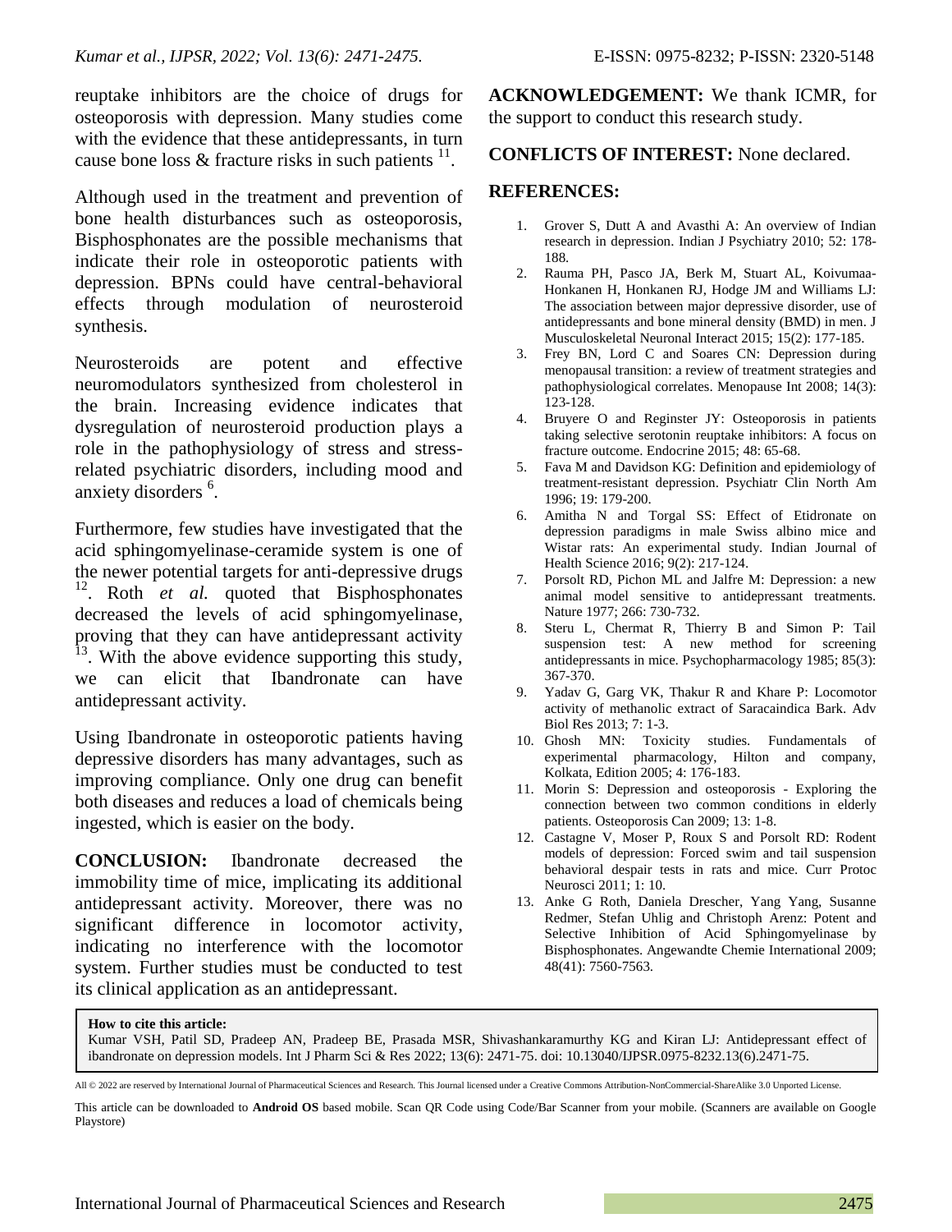reuptake inhibitors are the choice of drugs for osteoporosis with depression. Many studies come with the evidence that these antidepressants, in turn cause bone loss & fracture risks in such patients [11].

Although used in the treatment and prevention of bone health disturbances such as osteoporosis, Bisphosphonates are the possible mechanisms that indicate their role in osteoporotic patients with depression. BPNs could have central-behavioral effects through modulation of neurosteroid synthesis.

Neurosteroids are potent and effective neuromodulators synthesized from cholesterol in the brain. Increasing evidence indicates that dysregulation of neurosteroid production plays a role in the pathophysiology of stress and stress-related psychiatric disorders, including mood and anxiety disorders [6].

Furthermore, few studies have investigated that the acid sphingomyelinase-ceramide system is one of the newer potential targets for anti-depressive drugs [12]. Roth *et al.* quoted that Bisphosphonates decreased the levels of acid sphingomyelinase, proving that they can have antidepressant activity [13]. With the above evidence supporting this study, we can elicit that Ibandronate can have antidepressant activity.

Using Ibandronate in osteoporotic patients having depressive disorders has many advantages, such as improving compliance. Only one drug can benefit both diseases and reduces a load of chemicals being ingested, which is easier on the body.

**CONCLUSION:** Ibandronate decreased the immobility time of mice, implicating its additional antidepressant activity. Moreover, there was no significant difference in locomotor activity, indicating no interference with the locomotor system. Further studies must be conducted to test its clinical application as an antidepressant.

**ACKNOWLEDGEMENT:** We thank ICMR, for the support to conduct this research study.

**CONFLICTS OF INTEREST:** None declared.

## REFERENCES:

1. Grover S, Dutt A and Avasthi A: An overview of Indian research in depression. Indian J Psychiatry 2010; 52: 178-188.
2. Rauma PH, Pasco JA, Berk M, Stuart AL, Koivumaa-Honkanen H, Honkanen RJ, Hodge JM and Williams LJ: The association between major depressive disorder, use of antidepressants and bone mineral density (BMD) in men. J Musculoskeletal Neuronal Interact 2015; 15(2): 177-185.
3. Frey BN, Lord C and Soares CN: Depression during menopausal transition: a review of treatment strategies and pathophysiological correlates. Menopause Int 2008; 14(3): 123-128.
4. Bruyere O and Reginster JY: Osteoporosis in patients taking selective serotonin reuptake inhibitors: A focus on fracture outcome. Endocrine 2015; 48: 65-68.
5. Fava M and Davidson KG: Definition and epidemiology of treatment-resistant depression. Psychiatr Clin North Am 1996; 19: 179-200.
6. Amitha N and Torgal SS: Effect of Etidronate on depression paradigms in male Swiss albino mice and Wistar rats: An experimental study. Indian Journal of Health Science 2016; 9(2): 217-124.
7. Porsolt RD, Pichon ML and Jalfre M: Depression: a new animal model sensitive to antidepressant treatments. Nature 1977; 266: 730-732.
8. Steru L, Chermat R, Thierry B and Simon P: Tail suspension test: A new method for screening antidepressants in mice. Psychopharmacology 1985; 85(3): 367-370.
9. Yadav G, Garg VK, Thakur R and Khare P: Locomotor activity of methanolic extract of Saracaindica Bark. Adv Biol Res 2013; 7: 1-3.
10. Ghosh MN: Toxicity studies. Fundamentals of experimental pharmacology, Hilton and company, Kolkata, Edition 2005; 4: 176-183.
11. Morin S: Depression and osteoporosis - Exploring the connection between two common conditions in elderly patients. Osteoporosis Can 2009; 13: 1-8.
12. Castagne V, Moser P, Roux S and Porsolt RD: Rodent models of depression: Forced swim and tail suspension behavioral despair tests in rats and mice. Curr Protoc Neurosci 2011; 1: 10.
13. Anke G Roth, Daniela Drescher, Yang Yang, Susanne Redmer, Stefan Uhlig and Christoph Arenz: Potent and Selective Inhibition of Acid Sphingomyelinase by Bisphosphonates. Angewandte Chemie International 2009; 48(41): 7560-7563.

**How to cite this article:**
Kumar VSH, Patil SD, Pradeep AN, Pradeep BE, Prasada MSR, Shivashankaramurthy KG and Kiran LJ: Antidepressant effect of ibandronate on depression models. Int J Pharm Sci & Res 2022; 13(6): 2471-75. doi: 10.13040/IJPSR.0975-8232.13(6).2471-75.

All © 2022 are reserved by International Journal of Pharmaceutical Sciences and Research. This Journal licensed under a Creative Commons Attribution-NonCommercial-ShareAlike 3.0 Unported License.

This article can be downloaded to **Android OS** based mobile. Scan QR Code using Code/Bar Scanner from your mobile. (Scanners are available on Google Playstore)